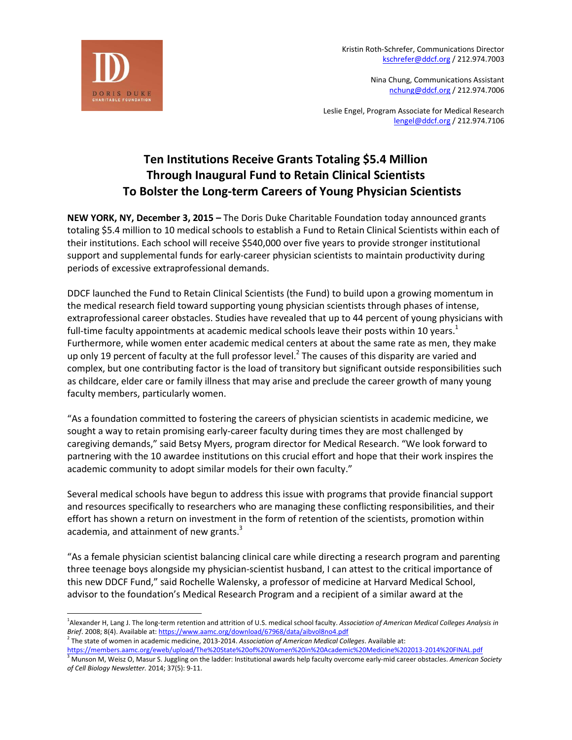DORIS DUKE CHARITABLE FOUNDATION

Kristin Roth-Schrefer, Communications Director
kschrefer@ddcf.org / 212.974.7003

Nina Chung, Communications Assistant
nchung@ddcf.org / 212.974.7006

Leslie Engel, Program Associate for Medical Research
lengel@ddcf.org / 212.974.7106

# Ten Institutions Receive Grants Totaling $5.4 Million Through Inaugural Fund to Retain Clinical Scientists To Bolster the Long-term Careers of Young Physician Scientists

**NEW YORK, NY, December 3, 2015 –** The Doris Duke Charitable Foundation today announced grants totaling $5.4 million to 10 medical schools to establish a Fund to Retain Clinical Scientists within each of their institutions. Each school will receive $540,000 over five years to provide stronger institutional support and supplemental funds for early-career physician scientists to maintain productivity during periods of excessive extraprofessional demands.

DDCF launched the Fund to Retain Clinical Scientists (the Fund) to build upon a growing momentum in the medical research field toward supporting young physician scientists through phases of intense, extraprofessional career obstacles. Studies have revealed that up to 44 percent of young physicians with full-time faculty appointments at academic medical schools leave their posts within 10 years.[1] Furthermore, while women enter academic medical centers at about the same rate as men, they make up only 19 percent of faculty at the full professor level.[2] The causes of this disparity are varied and complex, but one contributing factor is the load of transitory but significant outside responsibilities such as childcare, elder care or family illness that may arise and preclude the career growth of many young faculty members, particularly women.

"As a foundation committed to fostering the careers of physician scientists in academic medicine, we sought a way to retain promising early-career faculty during times they are most challenged by caregiving demands," said Betsy Myers, program director for Medical Research. "We look forward to partnering with the 10 awardee institutions on this crucial effort and hope that their work inspires the academic community to adopt similar models for their own faculty."

Several medical schools have begun to address this issue with programs that provide financial support and resources specifically to researchers who are managing these conflicting responsibilities, and their effort has shown a return on investment in the form of retention of the scientists, promotion within academia, and attainment of new grants.[3]

"As a female physician scientist balancing clinical care while directing a research program and parenting three teenage boys alongside my physician-scientist husband, I can attest to the critical importance of this new DDCF Fund," said Rochelle Walensky, a professor of medicine at Harvard Medical School, advisor to the foundation's Medical Research Program and a recipient of a similar award at the

---

[1] Alexander H, Lang J. The long-term retention and attrition of U.S. medical school faculty. *Association of American Medical Colleges Analysis in Brief*. 2008; 8(4). Available at: https://www.aamc.org/download/67968/data/aibvol8no4.pdf

[2] The state of women in academic medicine, 2013-2014. *Association of American Medical Colleges*. Available at: https://members.aamc.org/eweb/upload/The%20State%20of%20Women%20in%20Academic%20Medicine%202013-2014%20FINAL.pdf

[3] Munson M, Weisz O, Masur S. Juggling on the ladder: Institutional awards help faculty overcome early-mid career obstacles. *American Society of Cell Biology Newsletter.* 2014; 37(5): 9-11.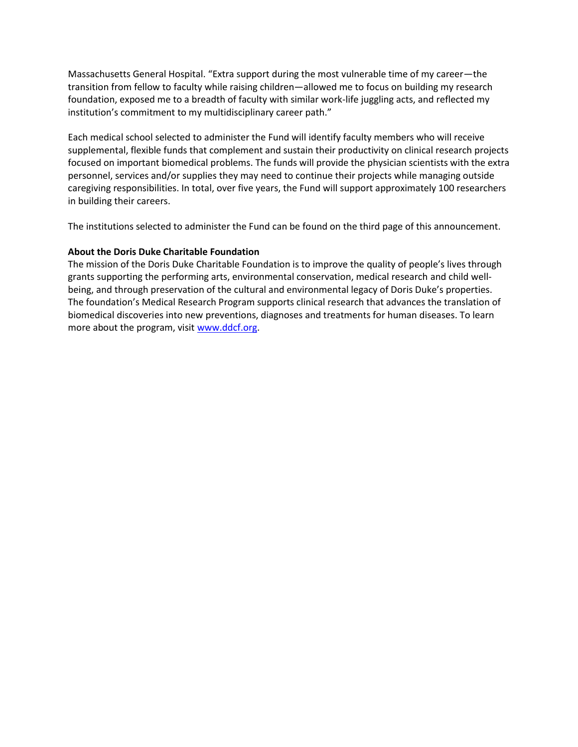Massachusetts General Hospital. "Extra support during the most vulnerable time of my career—the transition from fellow to faculty while raising children—allowed me to focus on building my research foundation, exposed me to a breadth of faculty with similar work-life juggling acts, and reflected my institution's commitment to my multidisciplinary career path."

Each medical school selected to administer the Fund will identify faculty members who will receive supplemental, flexible funds that complement and sustain their productivity on clinical research projects focused on important biomedical problems. The funds will provide the physician scientists with the extra personnel, services and/or supplies they may need to continue their projects while managing outside caregiving responsibilities. In total, over five years, the Fund will support approximately 100 researchers in building their careers.

The institutions selected to administer the Fund can be found on the third page of this announcement.

**About the Doris Duke Charitable Foundation**

The mission of the Doris Duke Charitable Foundation is to improve the quality of people's lives through grants supporting the performing arts, environmental conservation, medical research and child well-being, and through preservation of the cultural and environmental legacy of Doris Duke's properties. The foundation's Medical Research Program supports clinical research that advances the translation of biomedical discoveries into new preventions, diagnoses and treatments for human diseases. To learn more about the program, visit [www.ddcf.org](http://www.ddcf.org).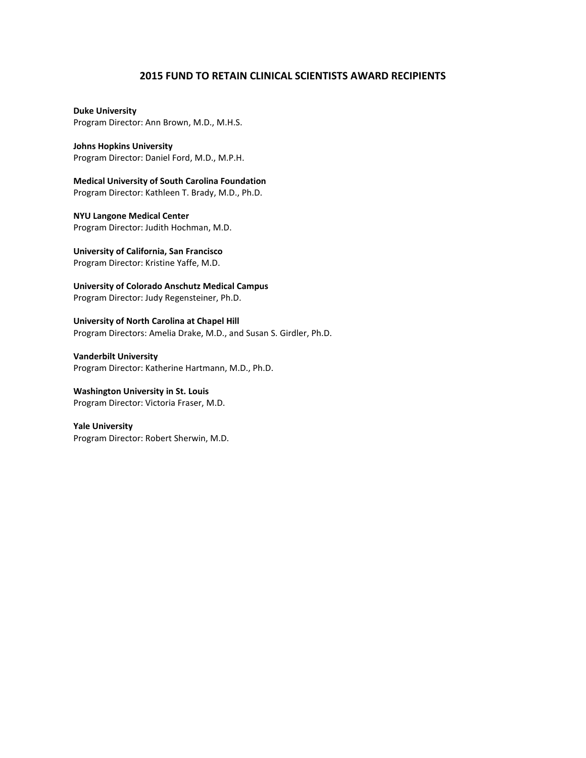## 2015 FUND TO RETAIN CLINICAL SCIENTISTS AWARD RECIPIENTS

**Duke University**
Program Director: Ann Brown, M.D., M.H.S.

**Johns Hopkins University**
Program Director: Daniel Ford, M.D., M.P.H.

**Medical University of South Carolina Foundation**
Program Director: Kathleen T. Brady, M.D., Ph.D.

**NYU Langone Medical Center**
Program Director: Judith Hochman, M.D.

**University of California, San Francisco**
Program Director: Kristine Yaffe, M.D.

**University of Colorado Anschutz Medical Campus**
Program Director: Judy Regensteiner, Ph.D.

**University of North Carolina at Chapel Hill**
Program Directors: Amelia Drake, M.D., and Susan S. Girdler, Ph.D.

**Vanderbilt University**
Program Director: Katherine Hartmann, M.D., Ph.D.

**Washington University in St. Louis**
Program Director: Victoria Fraser, M.D.

**Yale University**
Program Director: Robert Sherwin, M.D.